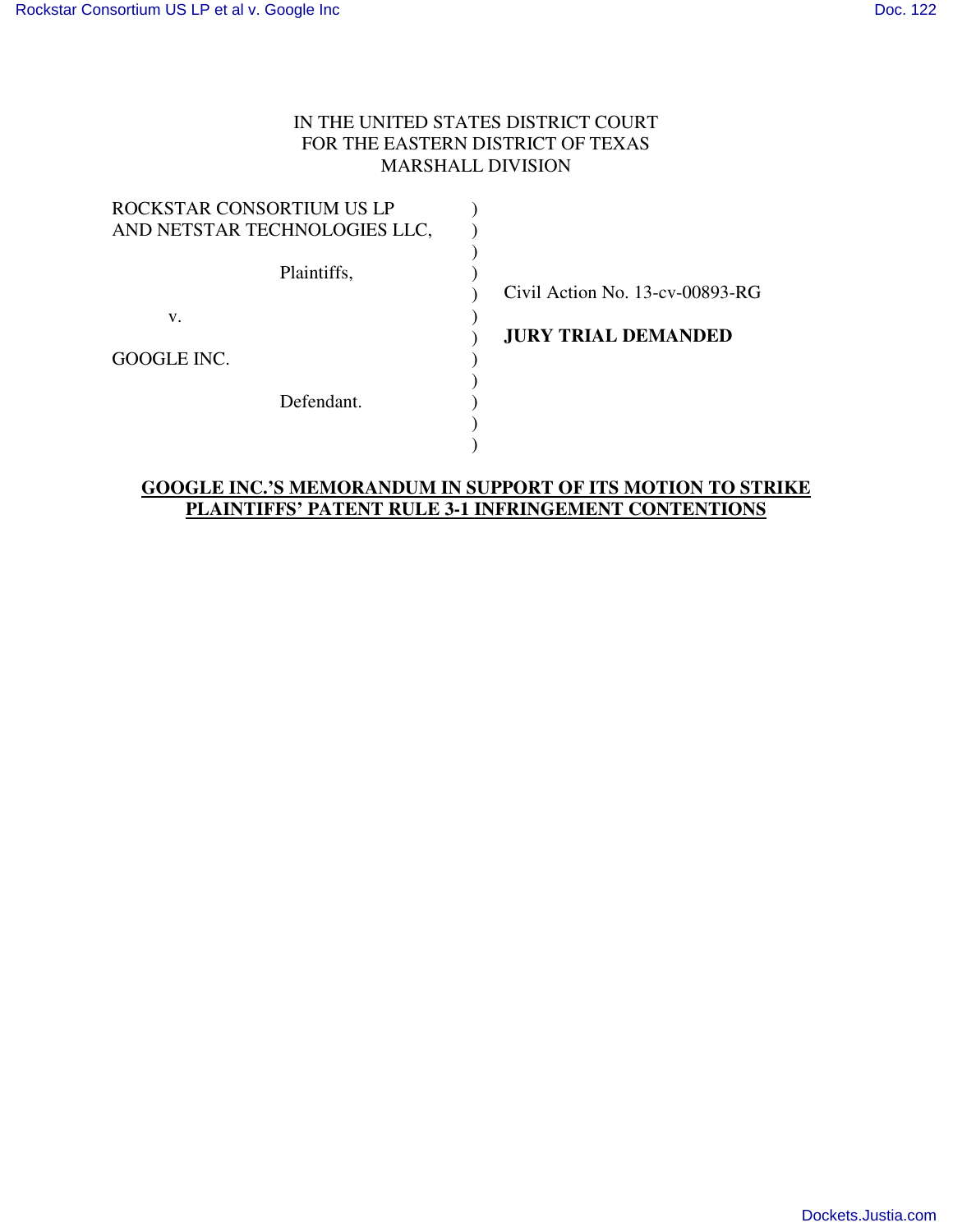IN THE UNITED STATES DISTRICT COURT
FOR THE EASTERN DISTRICT OF TEXAS
MARSHALL DIVISION

| | | |
|---|---|---|
| ROCKSTAR CONSORTIUM US LP AND NETSTAR TECHNOLOGIES LLC, | ) | |
| Plaintiffs, | ) | Civil Action No. 13-cv-00893-RG |
| v. | ) | **JURY TRIAL DEMANDED** |
| GOOGLE INC. | ) | |
| Defendant. | ) | |

**GOOGLE INC.'S MEMORANDUM IN SUPPORT OF ITS MOTION TO STRIKE PLAINTIFFS' PATENT RULE 3-1 INFRINGEMENT CONTENTIONS**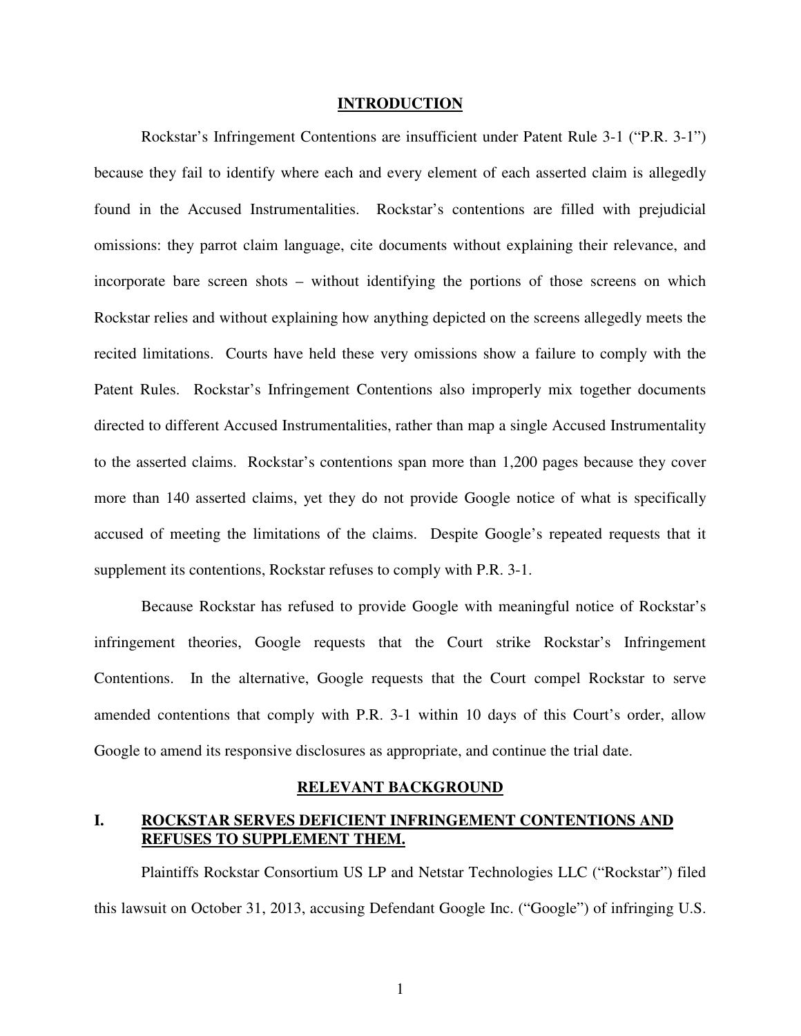## INTRODUCTION

Rockstar's Infringement Contentions are insufficient under Patent Rule 3-1 ("P.R. 3-1") because they fail to identify where each and every element of each asserted claim is allegedly found in the Accused Instrumentalities. Rockstar's contentions are filled with prejudicial omissions: they parrot claim language, cite documents without explaining their relevance, and incorporate bare screen shots – without identifying the portions of those screens on which Rockstar relies and without explaining how anything depicted on the screens allegedly meets the recited limitations. Courts have held these very omissions show a failure to comply with the Patent Rules. Rockstar's Infringement Contentions also improperly mix together documents directed to different Accused Instrumentalities, rather than map a single Accused Instrumentality to the asserted claims. Rockstar's contentions span more than 1,200 pages because they cover more than 140 asserted claims, yet they do not provide Google notice of what is specifically accused of meeting the limitations of the claims. Despite Google's repeated requests that it supplement its contentions, Rockstar refuses to comply with P.R. 3-1.

Because Rockstar has refused to provide Google with meaningful notice of Rockstar's infringement theories, Google requests that the Court strike Rockstar's Infringement Contentions. In the alternative, Google requests that the Court compel Rockstar to serve amended contentions that comply with P.R. 3-1 within 10 days of this Court's order, allow Google to amend its responsive disclosures as appropriate, and continue the trial date.

## RELEVANT BACKGROUND

### I. ROCKSTAR SERVES DEFICIENT INFRINGEMENT CONTENTIONS AND REFUSES TO SUPPLEMENT THEM.

Plaintiffs Rockstar Consortium US LP and Netstar Technologies LLC ("Rockstar") filed this lawsuit on October 31, 2013, accusing Defendant Google Inc. ("Google") of infringing U.S.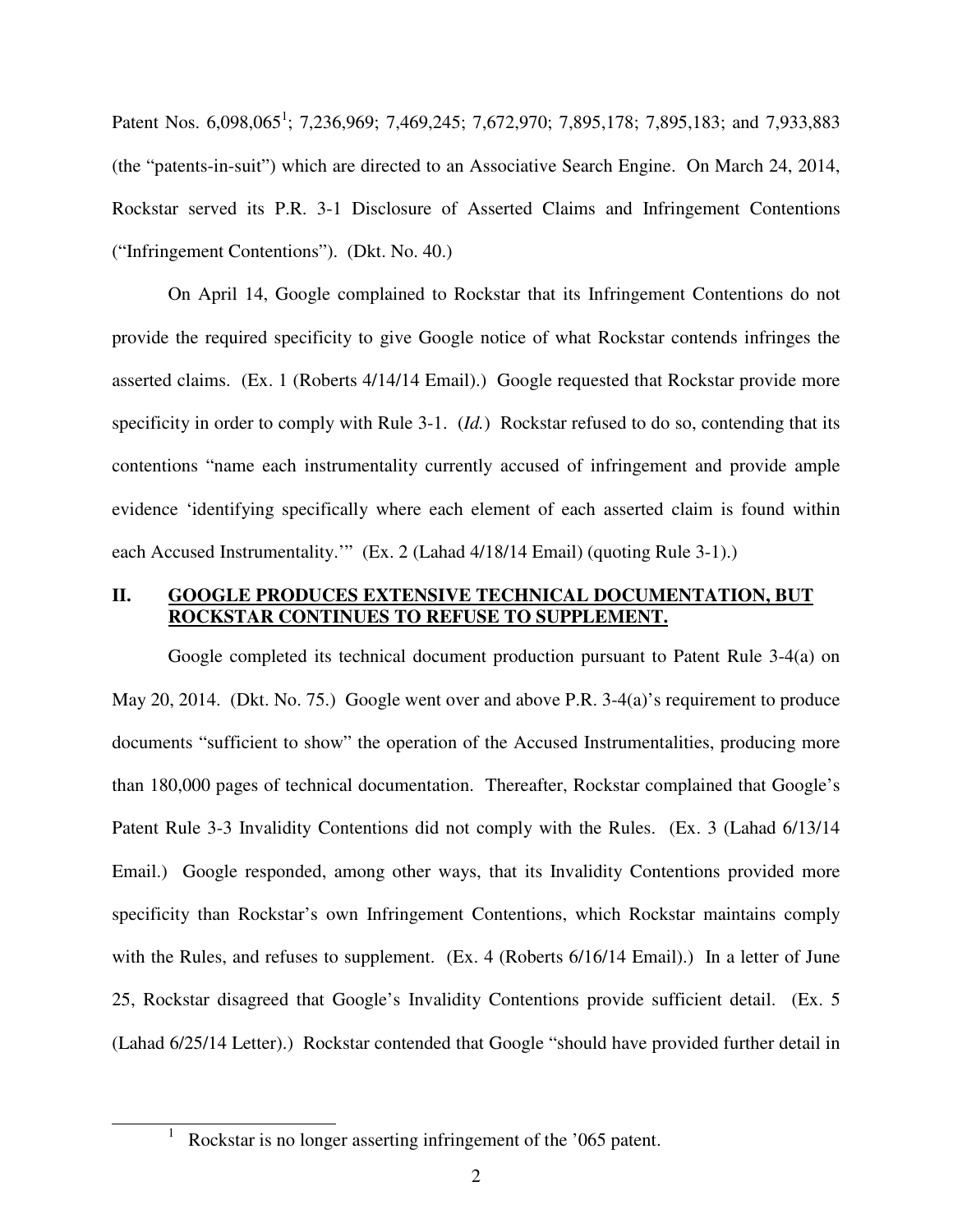Patent Nos. 6,098,065[1]; 7,236,969; 7,469,245; 7,672,970; 7,895,178; 7,895,183; and 7,933,883 (the "patents-in-suit") which are directed to an Associative Search Engine. On March 24, 2014, Rockstar served its P.R. 3-1 Disclosure of Asserted Claims and Infringement Contentions ("Infringement Contentions"). (Dkt. No. 40.)

On April 14, Google complained to Rockstar that its Infringement Contentions do not provide the required specificity to give Google notice of what Rockstar contends infringes the asserted claims. (Ex. 1 (Roberts 4/14/14 Email).) Google requested that Rockstar provide more specificity in order to comply with Rule 3-1. (*Id.*) Rockstar refused to do so, contending that its contentions "name each instrumentality currently accused of infringement and provide ample evidence 'identifying specifically where each element of each asserted claim is found within each Accused Instrumentality.'" (Ex. 2 (Lahad 4/18/14 Email) (quoting Rule 3-1).)

## II. <u>GOOGLE PRODUCES EXTENSIVE TECHNICAL DOCUMENTATION, BUT ROCKSTAR CONTINUES TO REFUSE TO SUPPLEMENT.</u>

Google completed its technical document production pursuant to Patent Rule 3-4(a) on May 20, 2014. (Dkt. No. 75.) Google went over and above P.R. 3-4(a)'s requirement to produce documents "sufficient to show" the operation of the Accused Instrumentalities, producing more than 180,000 pages of technical documentation. Thereafter, Rockstar complained that Google's Patent Rule 3-3 Invalidity Contentions did not comply with the Rules. (Ex. 3 (Lahad 6/13/14 Email.) Google responded, among other ways, that its Invalidity Contentions provided more specificity than Rockstar's own Infringement Contentions, which Rockstar maintains comply with the Rules, and refuses to supplement. (Ex. 4 (Roberts 6/16/14 Email).) In a letter of June 25, Rockstar disagreed that Google's Invalidity Contentions provide sufficient detail. (Ex. 5 (Lahad 6/25/14 Letter).) Rockstar contended that Google "should have provided further detail in

---

[1] Rockstar is no longer asserting infringement of the '065 patent.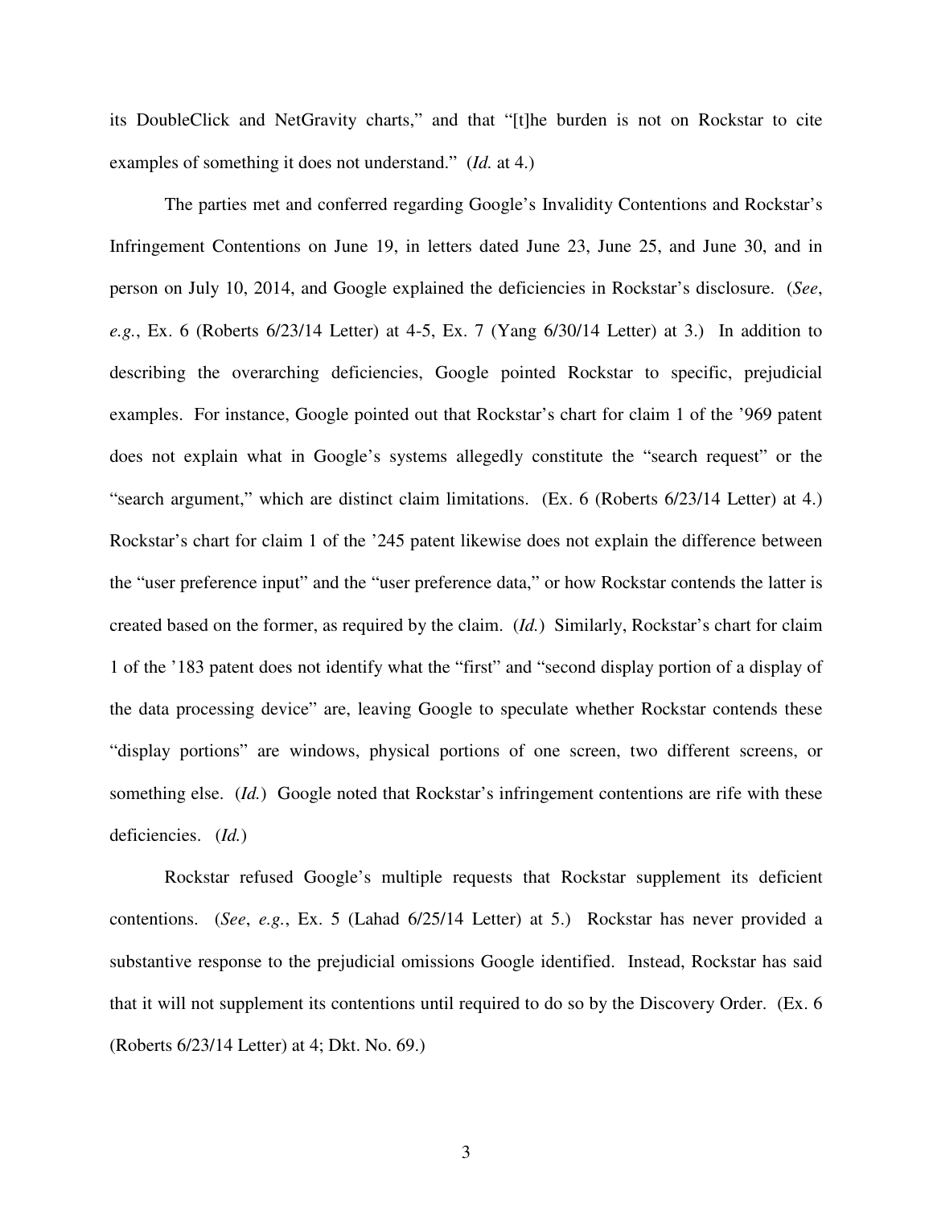its DoubleClick and NetGravity charts," and that "[t]he burden is not on Rockstar to cite examples of something it does not understand." (*Id.* at 4.)

The parties met and conferred regarding Google's Invalidity Contentions and Rockstar's Infringement Contentions on June 19, in letters dated June 23, June 25, and June 30, and in person on July 10, 2014, and Google explained the deficiencies in Rockstar's disclosure. (*See*, *e.g.*, Ex. 6 (Roberts 6/23/14 Letter) at 4-5, Ex. 7 (Yang 6/30/14 Letter) at 3.) In addition to describing the overarching deficiencies, Google pointed Rockstar to specific, prejudicial examples. For instance, Google pointed out that Rockstar's chart for claim 1 of the '969 patent does not explain what in Google's systems allegedly constitute the "search request" or the "search argument," which are distinct claim limitations. (Ex. 6 (Roberts 6/23/14 Letter) at 4.) Rockstar's chart for claim 1 of the '245 patent likewise does not explain the difference between the "user preference input" and the "user preference data," or how Rockstar contends the latter is created based on the former, as required by the claim. (*Id.*) Similarly, Rockstar's chart for claim 1 of the '183 patent does not identify what the "first" and "second display portion of a display of the data processing device" are, leaving Google to speculate whether Rockstar contends these "display portions" are windows, physical portions of one screen, two different screens, or something else. (*Id.*) Google noted that Rockstar's infringement contentions are rife with these deficiencies. (*Id.*)

Rockstar refused Google's multiple requests that Rockstar supplement its deficient contentions. (*See*, *e.g.*, Ex. 5 (Lahad 6/25/14 Letter) at 5.) Rockstar has never provided a substantive response to the prejudicial omissions Google identified. Instead, Rockstar has said that it will not supplement its contentions until required to do so by the Discovery Order. (Ex. 6 (Roberts 6/23/14 Letter) at 4; Dkt. No. 69.)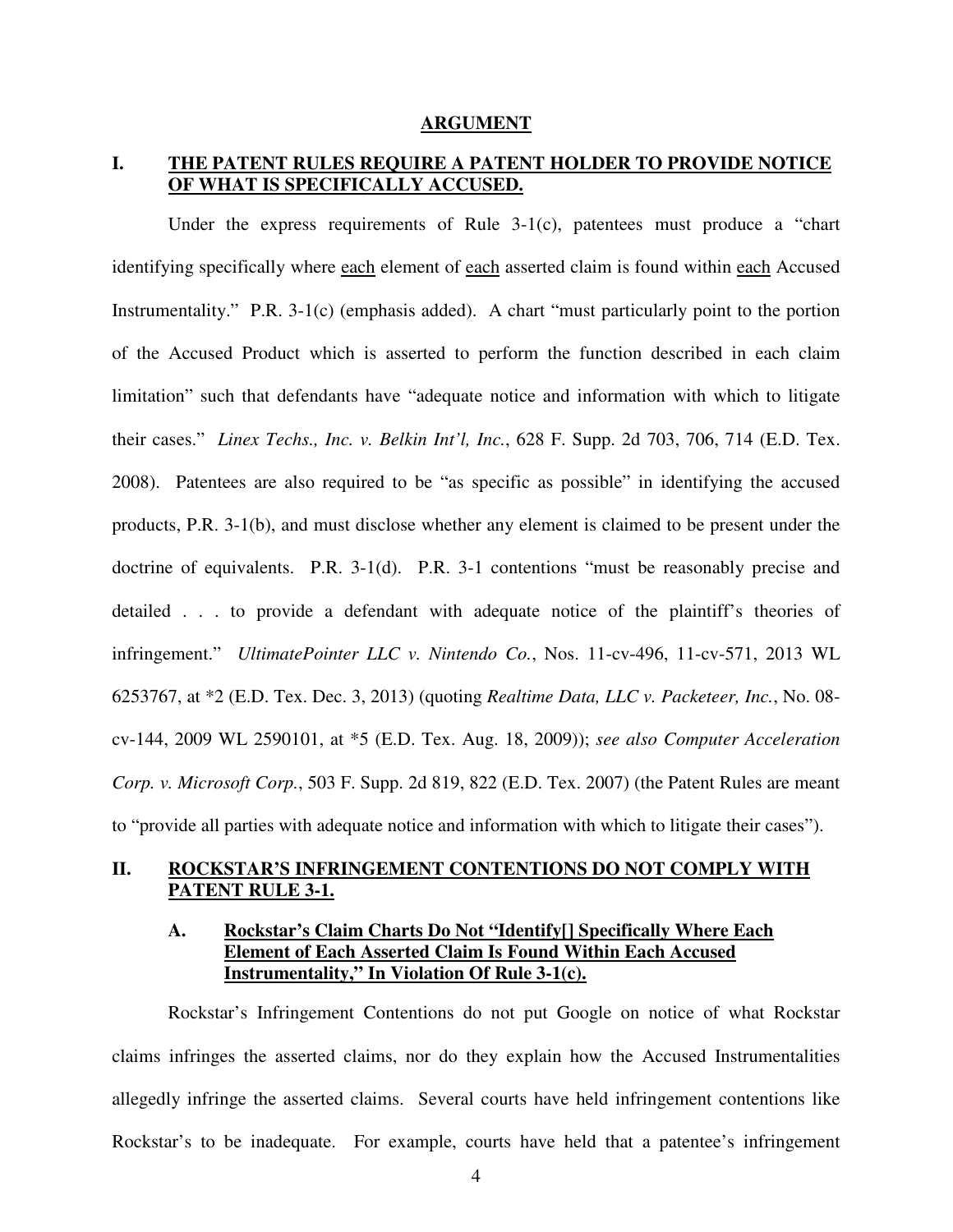## ARGUMENT

### I. THE PATENT RULES REQUIRE A PATENT HOLDER TO PROVIDE NOTICE OF WHAT IS SPECIFICALLY ACCUSED.

Under the express requirements of Rule 3-1(c), patentees must produce a "chart identifying specifically where each element of each asserted claim is found within each Accused Instrumentality." P.R. 3-1(c) (emphasis added). A chart "must particularly point to the portion of the Accused Product which is asserted to perform the function described in each claim limitation" such that defendants have "adequate notice and information with which to litigate their cases." *Linex Techs., Inc. v. Belkin Int'l, Inc.*, 628 F. Supp. 2d 703, 706, 714 (E.D. Tex. 2008). Patentees are also required to be "as specific as possible" in identifying the accused products, P.R. 3-1(b), and must disclose whether any element is claimed to be present under the doctrine of equivalents. P.R. 3-1(d). P.R. 3-1 contentions "must be reasonably precise and detailed . . . to provide a defendant with adequate notice of the plaintiff's theories of infringement." *UltimatePointer LLC v. Nintendo Co.*, Nos. 11-cv-496, 11-cv-571, 2013 WL 6253767, at *2 (E.D. Tex. Dec. 3, 2013) (quoting *Realtime Data, LLC v. Packeteer, Inc.*, No. 08-cv-144, 2009 WL 2590101, at *5 (E.D. Tex. Aug. 18, 2009)); *see also Computer Acceleration Corp. v. Microsoft Corp.*, 503 F. Supp. 2d 819, 822 (E.D. Tex. 2007) (the Patent Rules are meant to "provide all parties with adequate notice and information with which to litigate their cases").

### II. ROCKSTAR'S INFRINGEMENT CONTENTIONS DO NOT COMPLY WITH PATENT RULE 3-1.

#### A. Rockstar's Claim Charts Do Not "Identify[] Specifically Where Each Element of Each Asserted Claim Is Found Within Each Accused Instrumentality," In Violation Of Rule 3-1(c).

Rockstar's Infringement Contentions do not put Google on notice of what Rockstar claims infringes the asserted claims, nor do they explain how the Accused Instrumentalities allegedly infringe the asserted claims. Several courts have held infringement contentions like Rockstar's to be inadequate. For example, courts have held that a patentee's infringement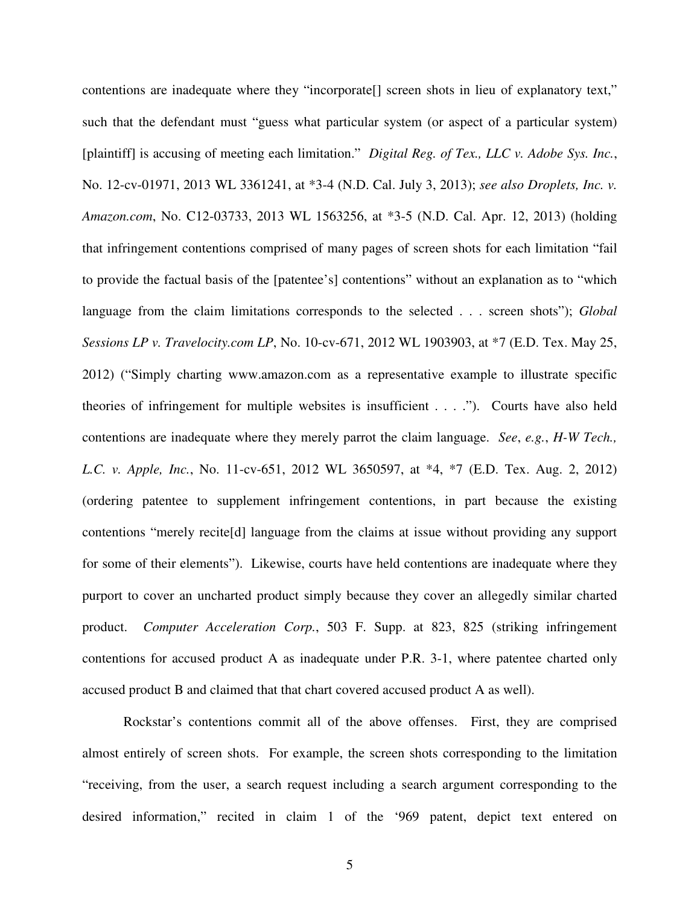contentions are inadequate where they "incorporate[] screen shots in lieu of explanatory text," such that the defendant must "guess what particular system (or aspect of a particular system) [plaintiff] is accusing of meeting each limitation." *Digital Reg. of Tex., LLC v. Adobe Sys. Inc.*, No. 12-cv-01971, 2013 WL 3361241, at *3-4 (N.D. Cal. July 3, 2013); *see also Droplets, Inc. v. Amazon.com*, No. C12-03733, 2013 WL 1563256, at *3-5 (N.D. Cal. Apr. 12, 2013) (holding that infringement contentions comprised of many pages of screen shots for each limitation "fail to provide the factual basis of the [patentee's] contentions" without an explanation as to "which language from the claim limitations corresponds to the selected . . . screen shots"); *Global Sessions LP v. Travelocity.com LP*, No. 10-cv-671, 2012 WL 1903903, at *7 (E.D. Tex. May 25, 2012) ("Simply charting www.amazon.com as a representative example to illustrate specific theories of infringement for multiple websites is insufficient . . . ."). Courts have also held contentions are inadequate where they merely parrot the claim language. *See*, *e.g.*, *H-W Tech., L.C. v. Apple, Inc.*, No. 11-cv-651, 2012 WL 3650597, at *4, *7 (E.D. Tex. Aug. 2, 2012) (ordering patentee to supplement infringement contentions, in part because the existing contentions "merely recite[d] language from the claims at issue without providing any support for some of their elements"). Likewise, courts have held contentions are inadequate where they purport to cover an uncharted product simply because they cover an allegedly similar charted product. *Computer Acceleration Corp.*, 503 F. Supp. at 823, 825 (striking infringement contentions for accused product A as inadequate under P.R. 3-1, where patentee charted only accused product B and claimed that that chart covered accused product A as well).

Rockstar's contentions commit all of the above offenses. First, they are comprised almost entirely of screen shots. For example, the screen shots corresponding to the limitation "receiving, from the user, a search request including a search argument corresponding to the desired information," recited in claim 1 of the '969 patent, depict text entered on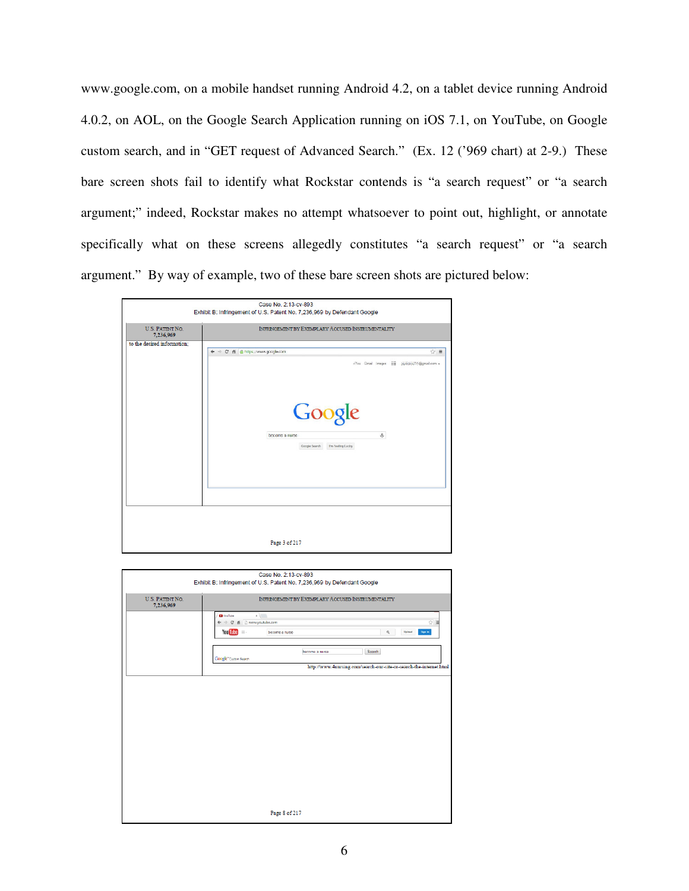www.google.com, on a mobile handset running Android 4.2, on a tablet device running Android 4.0.2, on AOL, on the Google Search Application running on iOS 7.1, on YouTube, on Google custom search, and in "GET request of Advanced Search." (Ex. 12 ('969 chart) at 2-9.) These bare screen shots fail to identify what Rockstar contends is "a search request" or "a search argument;" indeed, Rockstar makes no attempt whatsoever to point out, highlight, or annotate specifically what on these screens allegedly constitutes "a search request" or "a search argument." By way of example, two of these bare screen shots are pictured below:

Case No. 2:13-cv-893
Exhibit B: Infringement of U.S. Patent No. 7,236,969 by Defendant Google

| U.S. PATENT NO. 7,236,969 | INFRINGEMENT BY EXEMPLARY ACCUSED INSTRUMENTALITY |
|---|---|
| to the desired information; | https://www.google.com — Google — become a nurse — Google Search — I'm Feeling Lucky |

Page 3 of 217

Case No. 2:13-cv-893
Exhibit B: Infringement of U.S. Patent No. 7,236,969 by Defendant Google

| U.S. PATENT NO. 7,236,969 | INFRINGEMENT BY EXEMPLARY ACCUSED INSTRUMENTALITY |
|---|---|
| | www.youtube.com — YouTube — become a nurse<br>become a nurse — Search — Google™ Custom Search<br>http://www.4nursing.com/search-our-site-or-search-the-internet.html |

Page 8 of 217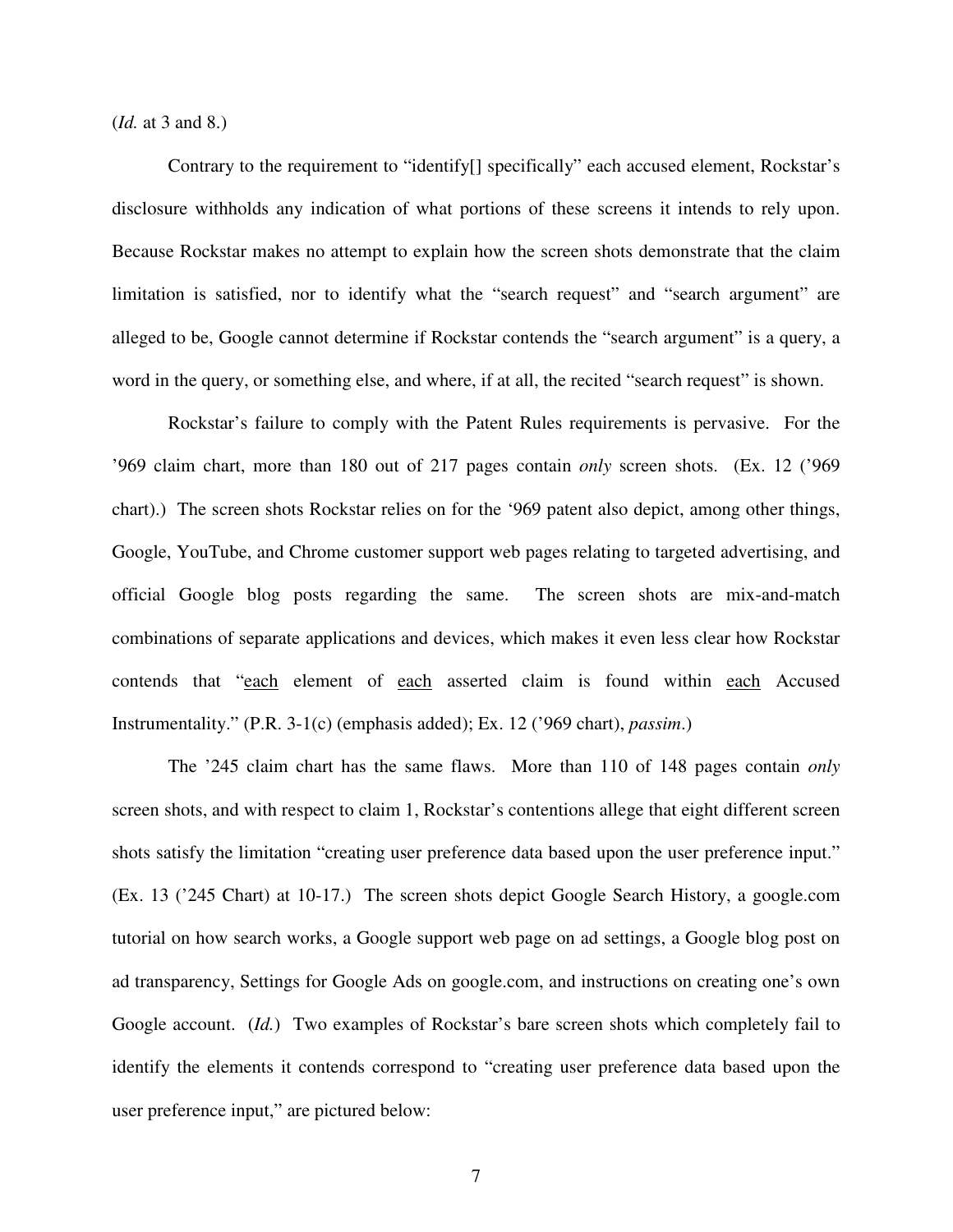(*Id.* at 3 and 8.)

Contrary to the requirement to "identify[] specifically" each accused element, Rockstar's disclosure withholds any indication of what portions of these screens it intends to rely upon. Because Rockstar makes no attempt to explain how the screen shots demonstrate that the claim limitation is satisfied, nor to identify what the "search request" and "search argument" are alleged to be, Google cannot determine if Rockstar contends the "search argument" is a query, a word in the query, or something else, and where, if at all, the recited "search request" is shown.

Rockstar's failure to comply with the Patent Rules requirements is pervasive. For the '969 claim chart, more than 180 out of 217 pages contain *only* screen shots. (Ex. 12 ('969 chart).) The screen shots Rockstar relies on for the '969 patent also depict, among other things, Google, YouTube, and Chrome customer support web pages relating to targeted advertising, and official Google blog posts regarding the same. The screen shots are mix-and-match combinations of separate applications and devices, which makes it even less clear how Rockstar contends that "<u>each</u> element of <u>each</u> asserted claim is found within <u>each</u> Accused Instrumentality." (P.R. 3-1(c) (emphasis added); Ex. 12 ('969 chart), *passim*.)

The '245 claim chart has the same flaws. More than 110 of 148 pages contain *only* screen shots, and with respect to claim 1, Rockstar's contentions allege that eight different screen shots satisfy the limitation "creating user preference data based upon the user preference input." (Ex. 13 ('245 Chart) at 10-17.) The screen shots depict Google Search History, a google.com tutorial on how search works, a Google support web page on ad settings, a Google blog post on ad transparency, Settings for Google Ads on google.com, and instructions on creating one's own Google account. (*Id.*) Two examples of Rockstar's bare screen shots which completely fail to identify the elements it contends correspond to "creating user preference data based upon the user preference input," are pictured below: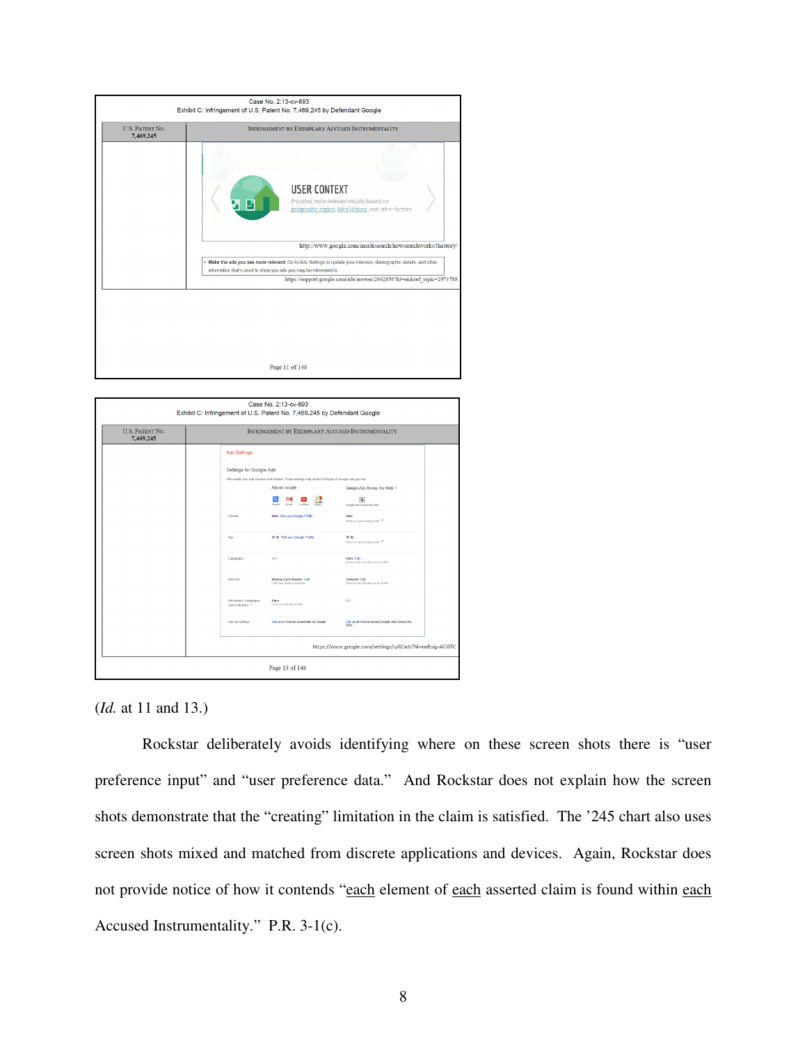| Case No. 2:13-cv-893 Exhibit C: Infringement of U.S. Patent No. 7,469,245 by Defendant Google | |
|---|---|
| U.S. PATENT NO. 7,469,245 | INFRINGEMENT BY EXEMPLARY ACCUSED INSTRUMENTALITY |
| | USER CONTEXT Provides more relevant results based on geographic region, Web History, and other factors. http://www.google.com/insidesearch/howsearchworks/thestory/ • Make the ads you see more relevant. Go to Ads Settings to update your interests, demographic details, and other information that's used to show you ads you may be interested in. https://support.google.com/ads/answer/2662856?hl=en&ref_topic=2971788 |

Page 11 of 148

| Case No. 2:13-cv-893 Exhibit C: Infringement of U.S. Patent No. 7,469,245 by Defendant Google | |
|---|---|
| U.S. PATENT NO. 7,469,245 | INFRINGEMENT BY EXEMPLARY ACCUSED INSTRUMENTALITY |
| | Ads Settings — Settings for Google Ads https://www.google.com/settings/u/0/ads?hl=en&sig=ACi0TC |

Page 13 of 148

(*Id.* at 11 and 13.)

Rockstar deliberately avoids identifying where on these screen shots there is "user preference input" and "user preference data." And Rockstar does not explain how the screen shots demonstrate that the "creating" limitation in the claim is satisfied. The '245 chart also uses screen shots mixed and matched from discrete applications and devices. Again, Rockstar does not provide notice of how it contends "<u>each</u> element of <u>each</u> asserted claim is found within <u>each</u> Accused Instrumentality." P.R. 3-1(c).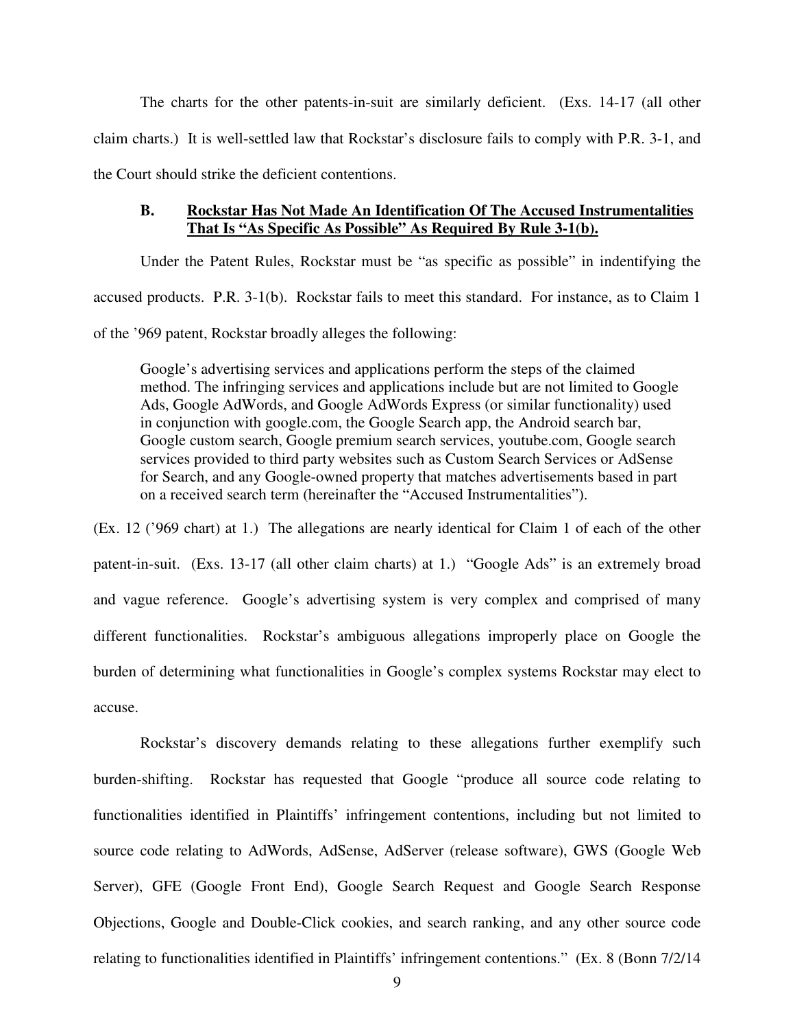The charts for the other patents-in-suit are similarly deficient. (Exs. 14-17 (all other claim charts.) It is well-settled law that Rockstar's disclosure fails to comply with P.R. 3-1, and the Court should strike the deficient contentions.

### B. Rockstar Has Not Made An Identification Of The Accused Instrumentalities That Is "As Specific As Possible" As Required By Rule 3-1(b).

Under the Patent Rules, Rockstar must be "as specific as possible" in indentifying the accused products. P.R. 3-1(b). Rockstar fails to meet this standard. For instance, as to Claim 1 of the '969 patent, Rockstar broadly alleges the following:

> Google's advertising services and applications perform the steps of the claimed method. The infringing services and applications include but are not limited to Google Ads, Google AdWords, and Google AdWords Express (or similar functionality) used in conjunction with google.com, the Google Search app, the Android search bar, Google custom search, Google premium search services, youtube.com, Google search services provided to third party websites such as Custom Search Services or AdSense for Search, and any Google-owned property that matches advertisements based in part on a received search term (hereinafter the "Accused Instrumentalities").

(Ex. 12 ('969 chart) at 1.) The allegations are nearly identical for Claim 1 of each of the other patent-in-suit. (Exs. 13-17 (all other claim charts) at 1.) "Google Ads" is an extremely broad and vague reference. Google's advertising system is very complex and comprised of many different functionalities. Rockstar's ambiguous allegations improperly place on Google the burden of determining what functionalities in Google's complex systems Rockstar may elect to accuse.

Rockstar's discovery demands relating to these allegations further exemplify such burden-shifting. Rockstar has requested that Google "produce all source code relating to functionalities identified in Plaintiffs' infringement contentions, including but not limited to source code relating to AdWords, AdSense, AdServer (release software), GWS (Google Web Server), GFE (Google Front End), Google Search Request and Google Search Response Objections, Google and Double-Click cookies, and search ranking, and any other source code relating to functionalities identified in Plaintiffs' infringement contentions." (Ex. 8 (Bonn 7/2/14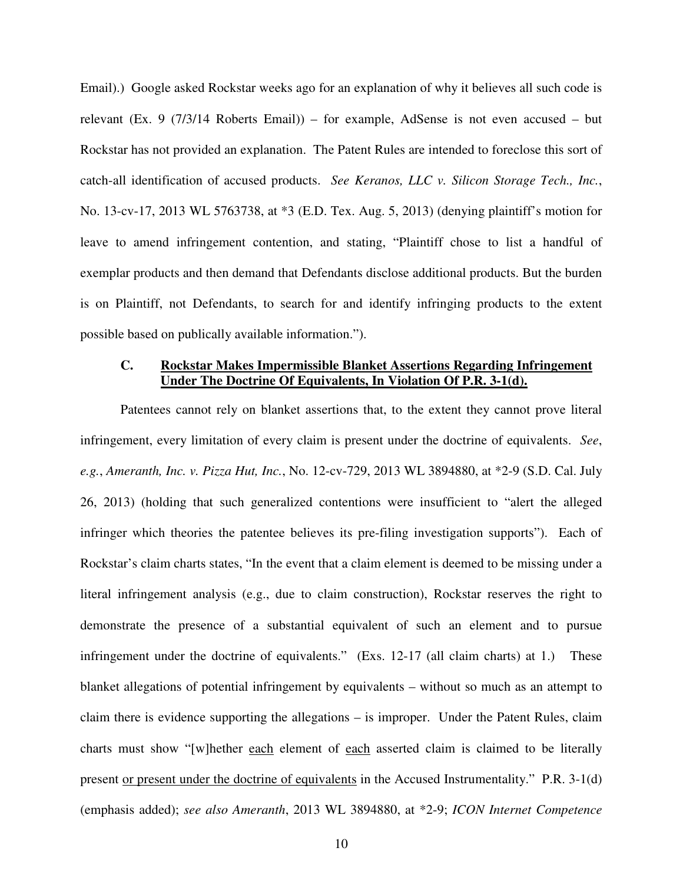Email).) Google asked Rockstar weeks ago for an explanation of why it believes all such code is relevant (Ex. 9 (7/3/14 Roberts Email)) – for example, AdSense is not even accused – but Rockstar has not provided an explanation. The Patent Rules are intended to foreclose this sort of catch-all identification of accused products. *See Keranos, LLC v. Silicon Storage Tech., Inc.*, No. 13-cv-17, 2013 WL 5763738, at *3 (E.D. Tex. Aug. 5, 2013) (denying plaintiff's motion for leave to amend infringement contention, and stating, "Plaintiff chose to list a handful of exemplar products and then demand that Defendants disclose additional products. But the burden is on Plaintiff, not Defendants, to search for and identify infringing products to the extent possible based on publically available information.").

### C. Rockstar Makes Impermissible Blanket Assertions Regarding Infringement Under The Doctrine Of Equivalents, In Violation Of P.R. 3-1(d).

Patentees cannot rely on blanket assertions that, to the extent they cannot prove literal infringement, every limitation of every claim is present under the doctrine of equivalents. *See*, *e.g.*, *Ameranth, Inc. v. Pizza Hut, Inc.*, No. 12-cv-729, 2013 WL 3894880, at *2-9 (S.D. Cal. July 26, 2013) (holding that such generalized contentions were insufficient to "alert the alleged infringer which theories the patentee believes its pre-filing investigation supports"). Each of Rockstar's claim charts states, "In the event that a claim element is deemed to be missing under a literal infringement analysis (e.g., due to claim construction), Rockstar reserves the right to demonstrate the presence of a substantial equivalent of such an element and to pursue infringement under the doctrine of equivalents." (Exs. 12-17 (all claim charts) at 1.) These blanket allegations of potential infringement by equivalents – without so much as an attempt to claim there is evidence supporting the allegations – is improper. Under the Patent Rules, claim charts must show "[w]hether each element of each asserted claim is claimed to be literally present or present under the doctrine of equivalents in the Accused Instrumentality." P.R. 3-1(d) (emphasis added); *see also Ameranth*, 2013 WL 3894880, at *2-9; *ICON Internet Competence*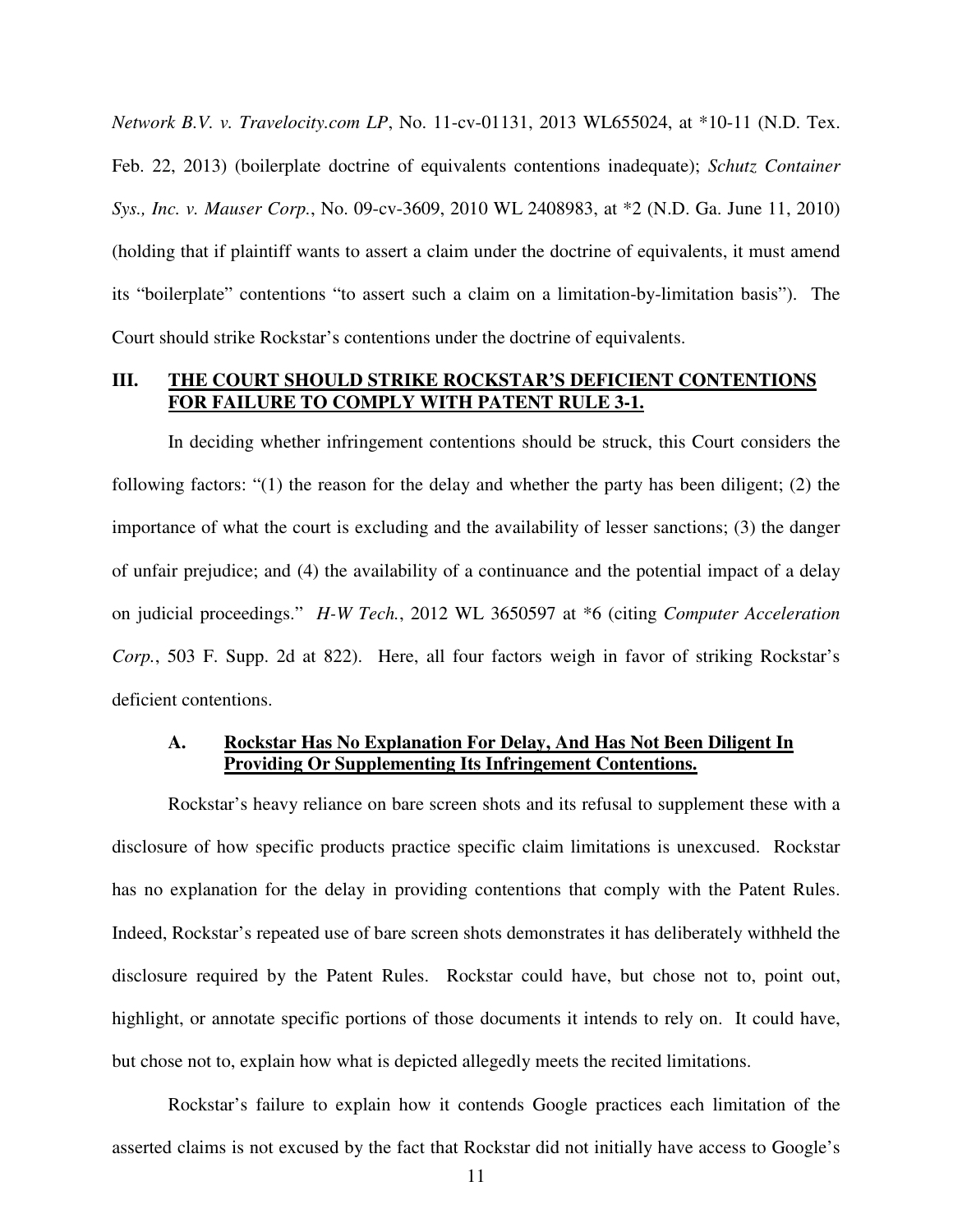*Network B.V. v. Travelocity.com LP*, No. 11-cv-01131, 2013 WL655024, at *10-11 (N.D. Tex. Feb. 22, 2013) (boilerplate doctrine of equivalents contentions inadequate); *Schutz Container Sys., Inc. v. Mauser Corp.*, No. 09-cv-3609, 2010 WL 2408983, at *2 (N.D. Ga. June 11, 2010) (holding that if plaintiff wants to assert a claim under the doctrine of equivalents, it must amend its "boilerplate" contentions "to assert such a claim on a limitation-by-limitation basis"). The Court should strike Rockstar's contentions under the doctrine of equivalents.

## III. <u>THE COURT SHOULD STRIKE ROCKSTAR'S DEFICIENT CONTENTIONS FOR FAILURE TO COMPLY WITH PATENT RULE 3-1.</u>

In deciding whether infringement contentions should be struck, this Court considers the following factors: "(1) the reason for the delay and whether the party has been diligent; (2) the importance of what the court is excluding and the availability of lesser sanctions; (3) the danger of unfair prejudice; and (4) the availability of a continuance and the potential impact of a delay on judicial proceedings." *H-W Tech.*, 2012 WL 3650597 at *6 (citing *Computer Acceleration Corp.*, 503 F. Supp. 2d at 822). Here, all four factors weigh in favor of striking Rockstar's deficient contentions.

### A. <u>Rockstar Has No Explanation For Delay, And Has Not Been Diligent In Providing Or Supplementing Its Infringement Contentions.</u>

Rockstar's heavy reliance on bare screen shots and its refusal to supplement these with a disclosure of how specific products practice specific claim limitations is unexcused. Rockstar has no explanation for the delay in providing contentions that comply with the Patent Rules. Indeed, Rockstar's repeated use of bare screen shots demonstrates it has deliberately withheld the disclosure required by the Patent Rules. Rockstar could have, but chose not to, point out, highlight, or annotate specific portions of those documents it intends to rely on. It could have, but chose not to, explain how what is depicted allegedly meets the recited limitations.

Rockstar's failure to explain how it contends Google practices each limitation of the asserted claims is not excused by the fact that Rockstar did not initially have access to Google's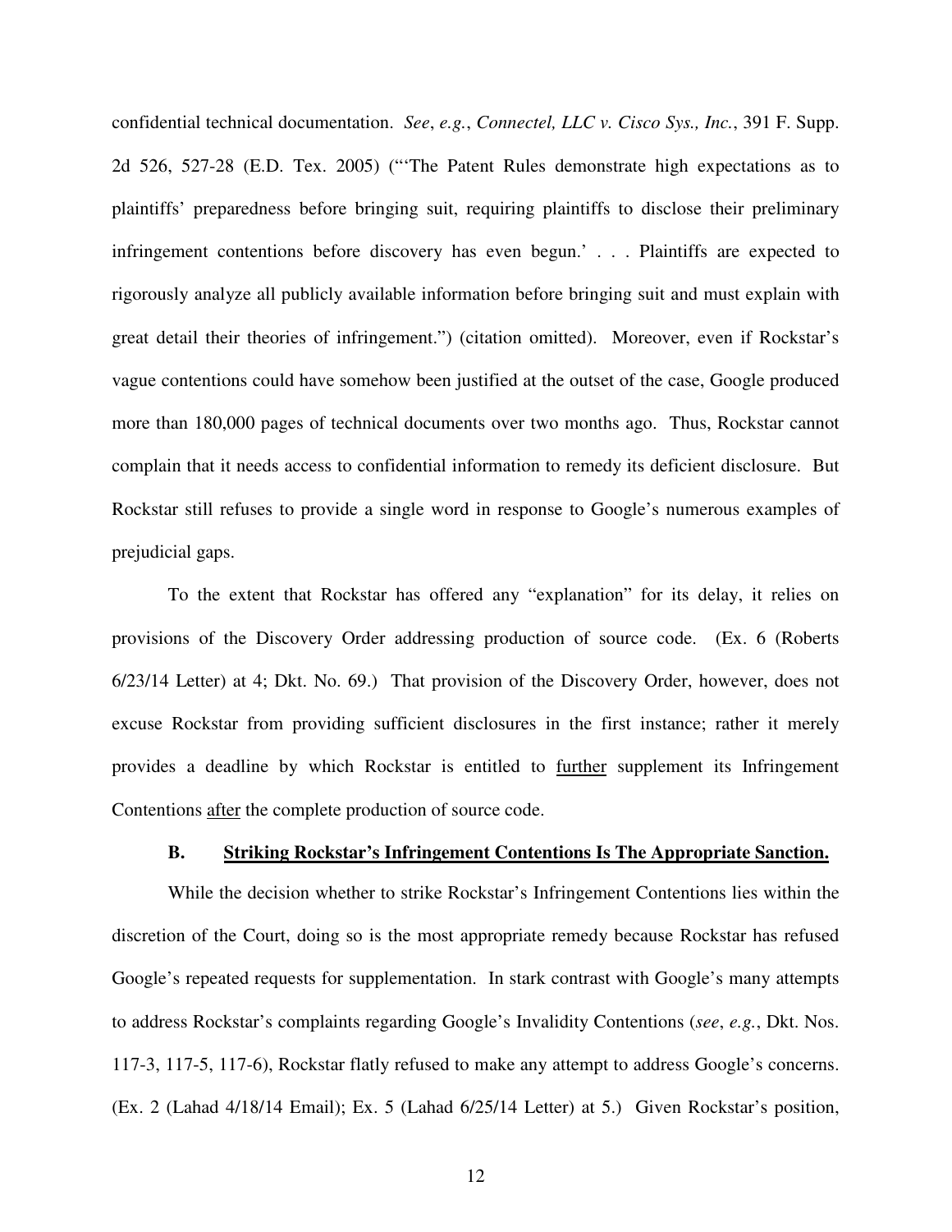confidential technical documentation. *See*, *e.g.*, *Connectel, LLC v. Cisco Sys., Inc.*, 391 F. Supp. 2d 526, 527-28 (E.D. Tex. 2005) ("'The Patent Rules demonstrate high expectations as to plaintiffs' preparedness before bringing suit, requiring plaintiffs to disclose their preliminary infringement contentions before discovery has even begun.' . . . Plaintiffs are expected to rigorously analyze all publicly available information before bringing suit and must explain with great detail their theories of infringement.") (citation omitted). Moreover, even if Rockstar's vague contentions could have somehow been justified at the outset of the case, Google produced more than 180,000 pages of technical documents over two months ago. Thus, Rockstar cannot complain that it needs access to confidential information to remedy its deficient disclosure. But Rockstar still refuses to provide a single word in response to Google's numerous examples of prejudicial gaps.

To the extent that Rockstar has offered any "explanation" for its delay, it relies on provisions of the Discovery Order addressing production of source code. (Ex. 6 (Roberts 6/23/14 Letter) at 4; Dkt. No. 69.) That provision of the Discovery Order, however, does not excuse Rockstar from providing sufficient disclosures in the first instance; rather it merely provides a deadline by which Rockstar is entitled to <u>further</u> supplement its Infringement Contentions <u>after</u> the complete production of source code.

### B. <u>Striking Rockstar's Infringement Contentions Is The Appropriate Sanction.</u>

While the decision whether to strike Rockstar's Infringement Contentions lies within the discretion of the Court, doing so is the most appropriate remedy because Rockstar has refused Google's repeated requests for supplementation. In stark contrast with Google's many attempts to address Rockstar's complaints regarding Google's Invalidity Contentions (*see*, *e.g.*, Dkt. Nos. 117-3, 117-5, 117-6), Rockstar flatly refused to make any attempt to address Google's concerns. (Ex. 2 (Lahad 4/18/14 Email); Ex. 5 (Lahad 6/25/14 Letter) at 5.) Given Rockstar's position,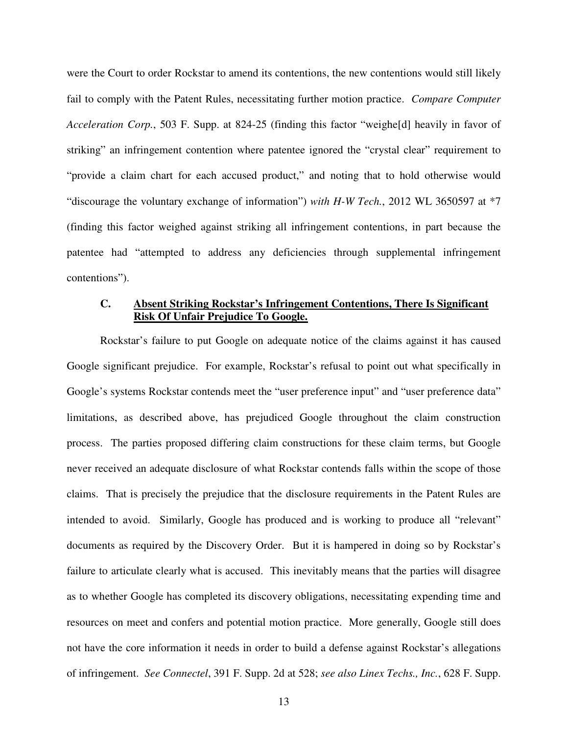were the Court to order Rockstar to amend its contentions, the new contentions would still likely fail to comply with the Patent Rules, necessitating further motion practice. *Compare Computer Acceleration Corp.*, 503 F. Supp. at 824-25 (finding this factor "weighe[d] heavily in favor of striking" an infringement contention where patentee ignored the "crystal clear" requirement to "provide a claim chart for each accused product," and noting that to hold otherwise would "discourage the voluntary exchange of information") *with H-W Tech.*, 2012 WL 3650597 at *7 (finding this factor weighed against striking all infringement contentions, in part because the patentee had "attempted to address any deficiencies through supplemental infringement contentions").

### C. <u>Absent Striking Rockstar's Infringement Contentions, There Is Significant Risk Of Unfair Prejudice To Google.</u>

Rockstar's failure to put Google on adequate notice of the claims against it has caused Google significant prejudice. For example, Rockstar's refusal to point out what specifically in Google's systems Rockstar contends meet the "user preference input" and "user preference data" limitations, as described above, has prejudiced Google throughout the claim construction process. The parties proposed differing claim constructions for these claim terms, but Google never received an adequate disclosure of what Rockstar contends falls within the scope of those claims. That is precisely the prejudice that the disclosure requirements in the Patent Rules are intended to avoid. Similarly, Google has produced and is working to produce all "relevant" documents as required by the Discovery Order. But it is hampered in doing so by Rockstar's failure to articulate clearly what is accused. This inevitably means that the parties will disagree as to whether Google has completed its discovery obligations, necessitating expending time and resources on meet and confers and potential motion practice. More generally, Google still does not have the core information it needs in order to build a defense against Rockstar's allegations of infringement. *See Connectel*, 391 F. Supp. 2d at 528; *see also Linex Techs., Inc.*, 628 F. Supp.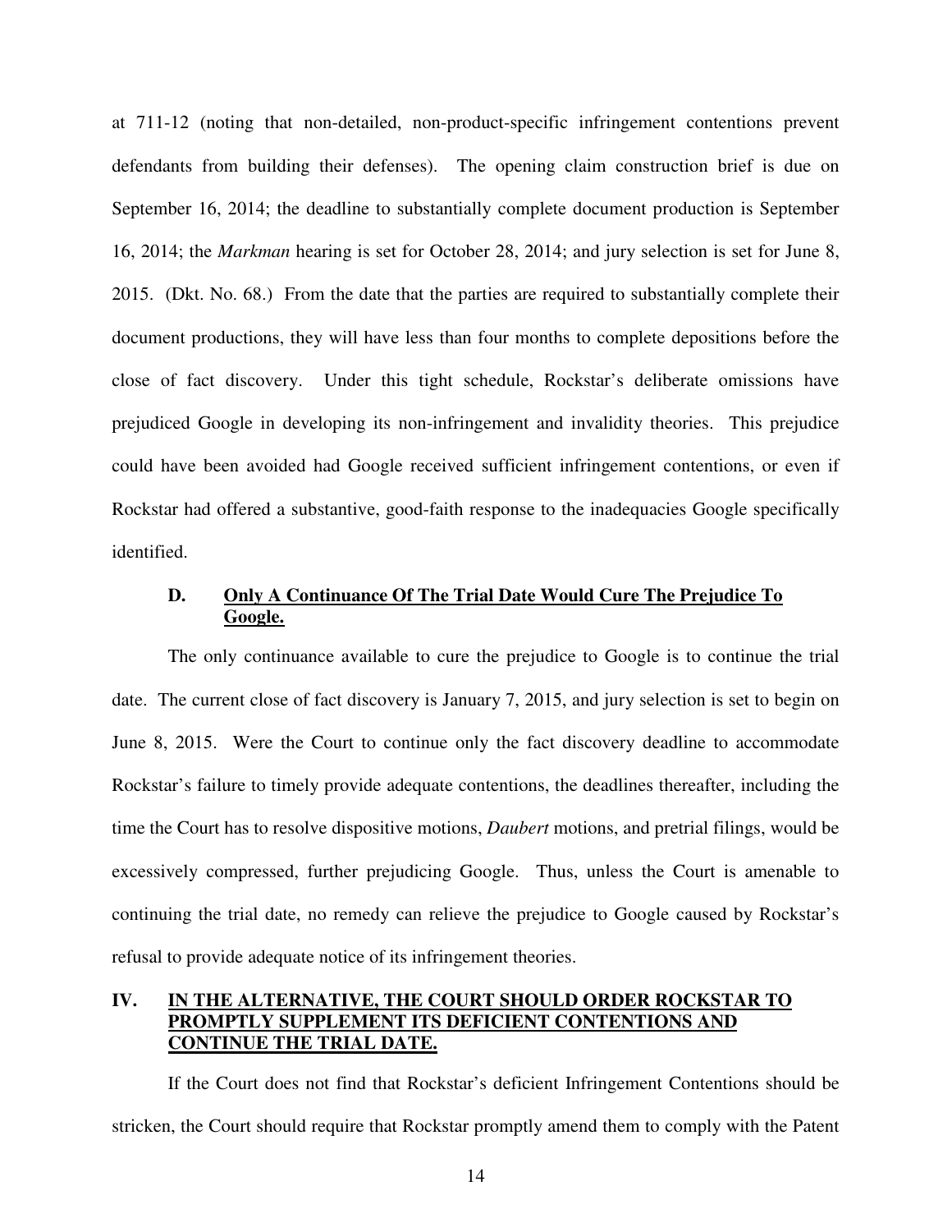at 711-12 (noting that non-detailed, non-product-specific infringement contentions prevent defendants from building their defenses). The opening claim construction brief is due on September 16, 2014; the deadline to substantially complete document production is September 16, 2014; the *Markman* hearing is set for October 28, 2014; and jury selection is set for June 8, 2015. (Dkt. No. 68.) From the date that the parties are required to substantially complete their document productions, they will have less than four months to complete depositions before the close of fact discovery. Under this tight schedule, Rockstar's deliberate omissions have prejudiced Google in developing its non-infringement and invalidity theories. This prejudice could have been avoided had Google received sufficient infringement contentions, or even if Rockstar had offered a substantive, good-faith response to the inadequacies Google specifically identified.

### D. Only A Continuance Of The Trial Date Would Cure The Prejudice To Google.

The only continuance available to cure the prejudice to Google is to continue the trial date. The current close of fact discovery is January 7, 2015, and jury selection is set to begin on June 8, 2015. Were the Court to continue only the fact discovery deadline to accommodate Rockstar's failure to timely provide adequate contentions, the deadlines thereafter, including the time the Court has to resolve dispositive motions, *Daubert* motions, and pretrial filings, would be excessively compressed, further prejudicing Google. Thus, unless the Court is amenable to continuing the trial date, no remedy can relieve the prejudice to Google caused by Rockstar's refusal to provide adequate notice of its infringement theories.

## IV. IN THE ALTERNATIVE, THE COURT SHOULD ORDER ROCKSTAR TO PROMPTLY SUPPLEMENT ITS DEFICIENT CONTENTIONS AND CONTINUE THE TRIAL DATE.

If the Court does not find that Rockstar's deficient Infringement Contentions should be stricken, the Court should require that Rockstar promptly amend them to comply with the Patent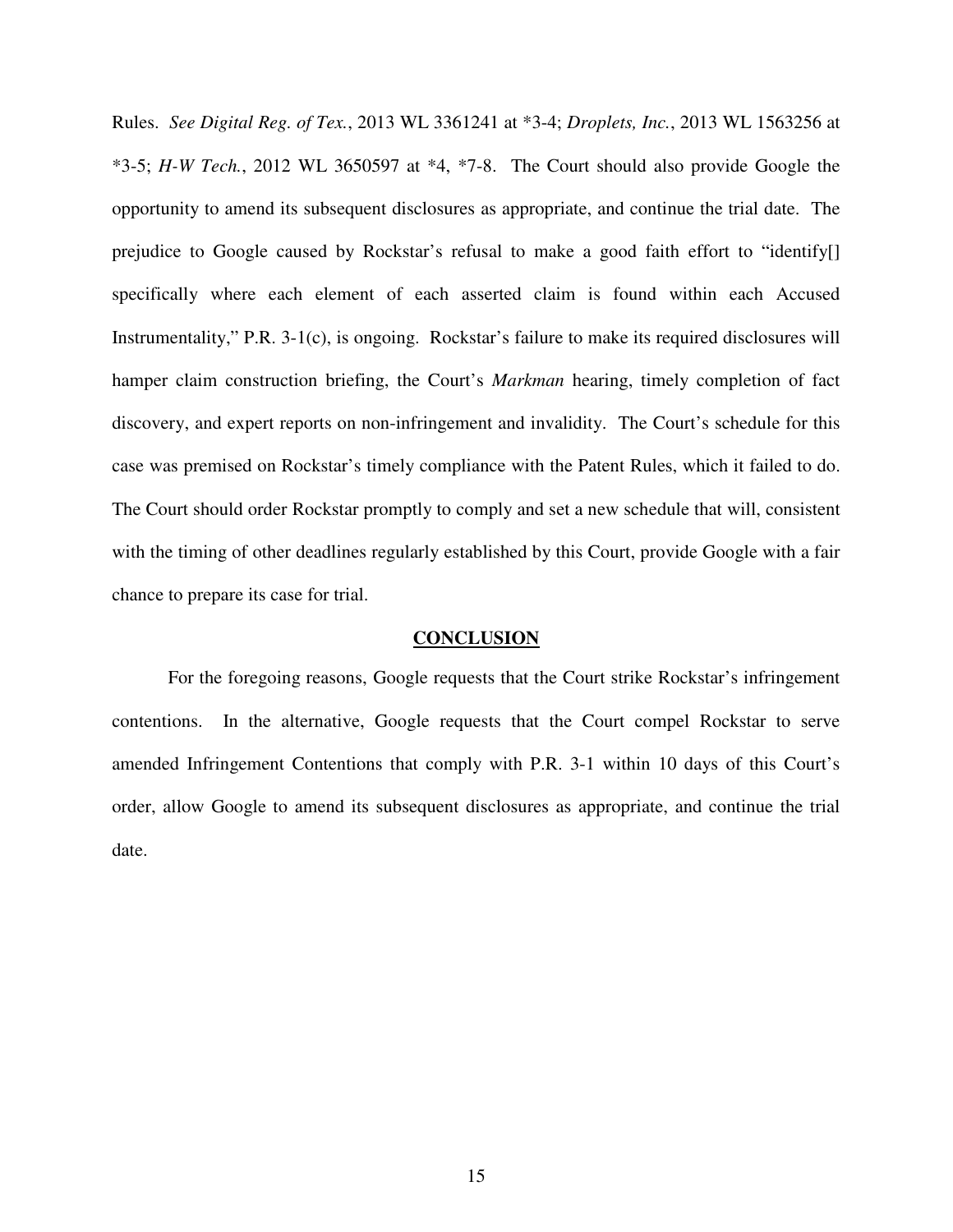Rules. *See Digital Reg. of Tex.*, 2013 WL 3361241 at *3-4; *Droplets, Inc.*, 2013 WL 1563256 at *3-5; *H-W Tech.*, 2012 WL 3650597 at *4, *7-8. The Court should also provide Google the opportunity to amend its subsequent disclosures as appropriate, and continue the trial date. The prejudice to Google caused by Rockstar's refusal to make a good faith effort to "identify[] specifically where each element of each asserted claim is found within each Accused Instrumentality," P.R. 3-1(c), is ongoing. Rockstar's failure to make its required disclosures will hamper claim construction briefing, the Court's *Markman* hearing, timely completion of fact discovery, and expert reports on non-infringement and invalidity. The Court's schedule for this case was premised on Rockstar's timely compliance with the Patent Rules, which it failed to do. The Court should order Rockstar promptly to comply and set a new schedule that will, consistent with the timing of other deadlines regularly established by this Court, provide Google with a fair chance to prepare its case for trial.

## CONCLUSION

For the foregoing reasons, Google requests that the Court strike Rockstar's infringement contentions. In the alternative, Google requests that the Court compel Rockstar to serve amended Infringement Contentions that comply with P.R. 3-1 within 10 days of this Court's order, allow Google to amend its subsequent disclosures as appropriate, and continue the trial date.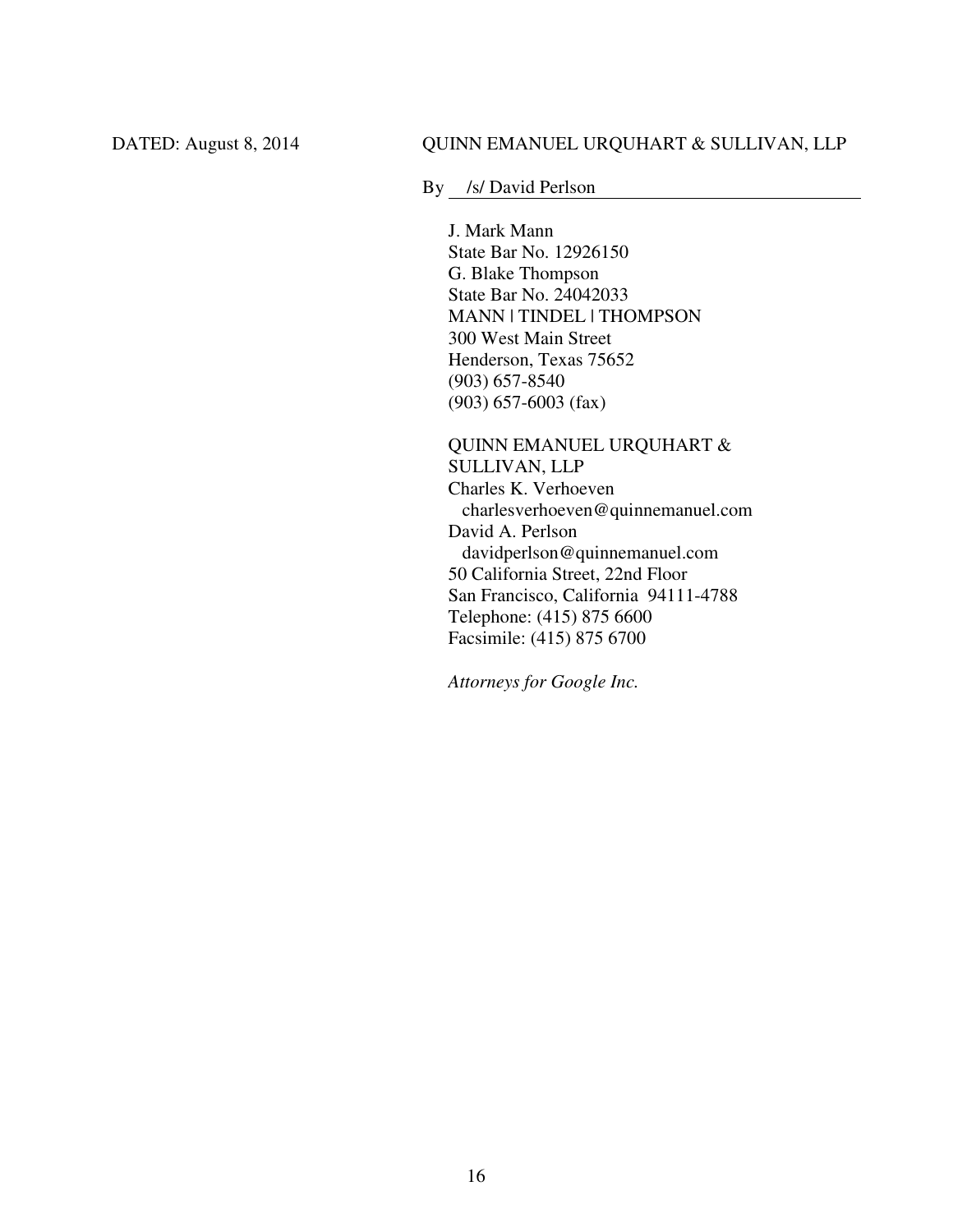DATED: August 8, 2014

QUINN EMANUEL URQUHART & SULLIVAN, LLP

By /s/ David Perlson

J. Mark Mann
State Bar No. 12926150
G. Blake Thompson
State Bar No. 24042033
MANN | TINDEL | THOMPSON
300 West Main Street
Henderson, Texas 75652
(903) 657-8540
(903) 657-6003 (fax)

QUINN EMANUEL URQUHART &
SULLIVAN, LLP
Charles K. Verhoeven
charlesverhoeven@quinnemanuel.com
David A. Perlson
davidperlson@quinnemanuel.com
50 California Street, 22nd Floor
San Francisco, California 94111-4788
Telephone: (415) 875 6600
Facsimile: (415) 875 6700

*Attorneys for Google Inc.*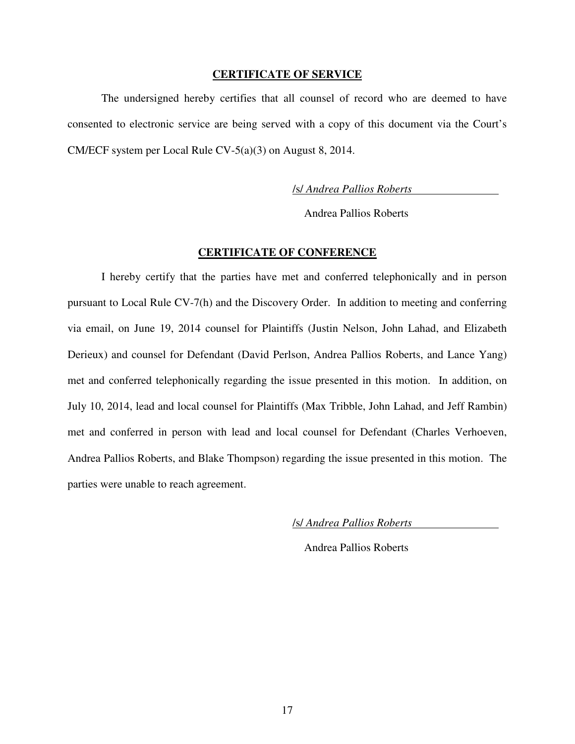**CERTIFICATE OF SERVICE**

The undersigned hereby certifies that all counsel of record who are deemed to have consented to electronic service are being served with a copy of this document via the Court's CM/ECF system per Local Rule CV-5(a)(3) on August 8, 2014.

/s/ *Andrea Pallios Roberts*

Andrea Pallios Roberts

**CERTIFICATE OF CONFERENCE**

I hereby certify that the parties have met and conferred telephonically and in person pursuant to Local Rule CV-7(h) and the Discovery Order. In addition to meeting and conferring via email, on June 19, 2014 counsel for Plaintiffs (Justin Nelson, John Lahad, and Elizabeth Derieux) and counsel for Defendant (David Perlson, Andrea Pallios Roberts, and Lance Yang) met and conferred telephonically regarding the issue presented in this motion. In addition, on July 10, 2014, lead and local counsel for Plaintiffs (Max Tribble, John Lahad, and Jeff Rambin) met and conferred in person with lead and local counsel for Defendant (Charles Verhoeven, Andrea Pallios Roberts, and Blake Thompson) regarding the issue presented in this motion. The parties were unable to reach agreement.

/s/ *Andrea Pallios Roberts*

Andrea Pallios Roberts